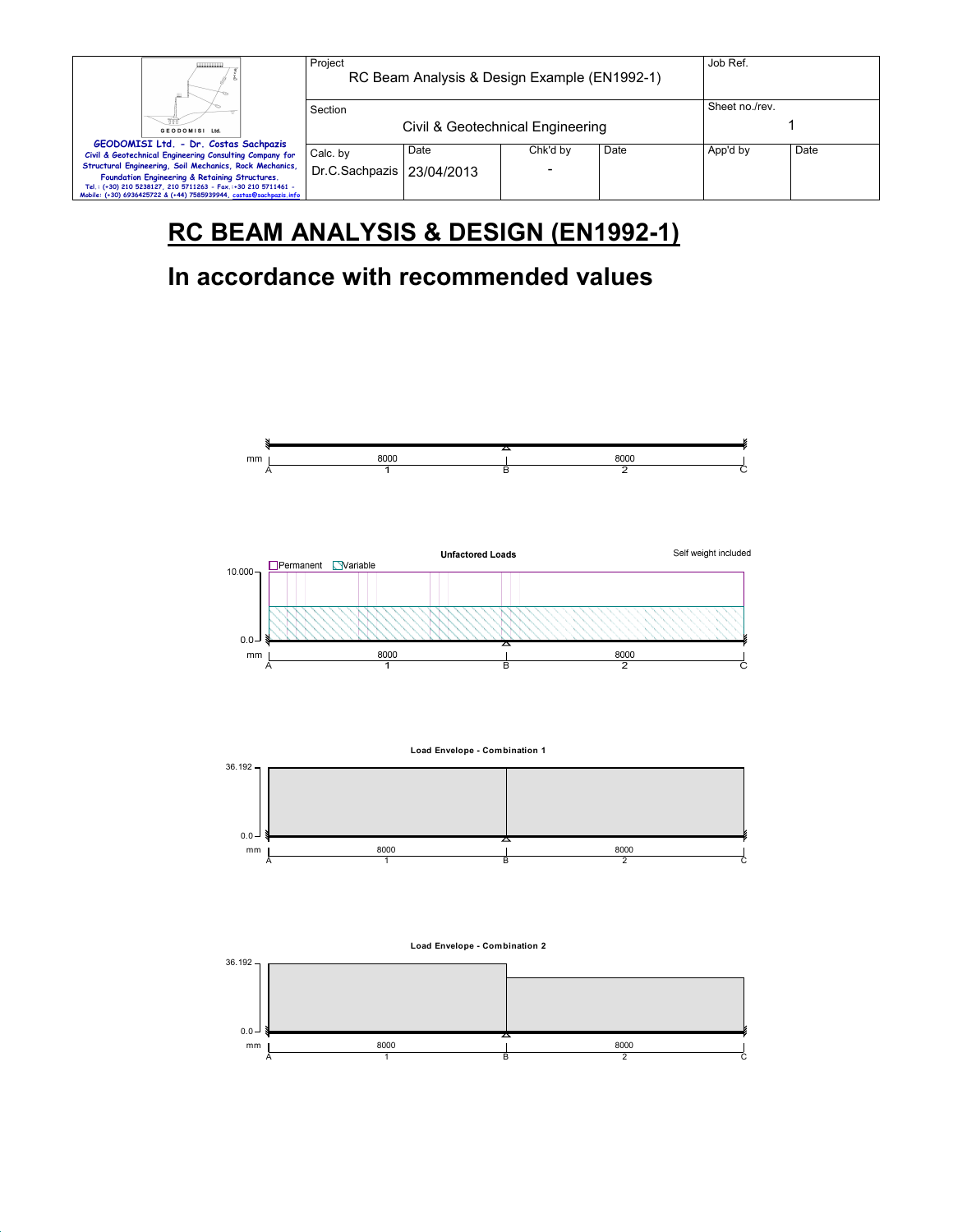| GEODOMISI Ltd. - Dr. Costas Sachpazis<br>Civil & Geotechnical Engineering Consulting Company for Structural Engineering, Soil Mechanics, Rock Mechanics, Foundation Engineering & Retaining Structures.<br>Tel.: (+30) 210 5238127, 210 5711263 - Fax.:+30 210 5711461 - Mobile: (+30) 6936425722 & (+44) 7585939944, costas@sachpazis.info | Project<br>RC Beam Analysis & Design Example (EN1992-1) | | | | Job Ref. | |
|---|---|---|---|---|---|---|
| | Section<br>Civil & Geotechnical Engineering | | | | Sheet no./rev.<br>1 | |
| | Calc. by<br>Dr.C.Sachpazis | Date<br>23/04/2013 | Chk'd by<br>- | Date | App'd by | Date |

# RC BEAM ANALYSIS & DESIGN (EN1992-1)

## In accordance with recommended values

mm | 8000 | 8000
A | 1 | B | 2 | C

**Unfactored Loads**

Self weight included

Permanent  Variable

10.000

0.0

mm | 8000 | 8000
A | 1 | B | 2 | C

**Load Envelope - Combination 1**

36.192

0.0

mm | 8000 | 8000
A | 1 | B | 2 | C

**Load Envelope - Combination 2**

36.192

0.0

mm | 8000 | 8000
A | 1 | B | 2 | C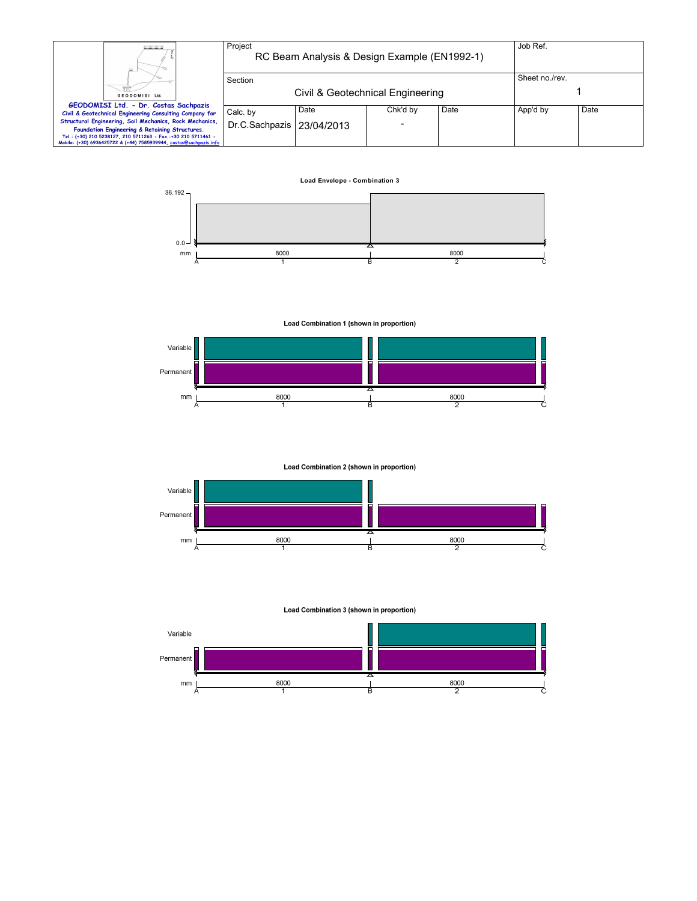**Load Envelope - Combination 3**

36.192

0.0

mm

8000 | 8000

A 1 B 2 C

**Load Combination 1 (shown in proportion)**

Variable

Permanent

mm

8000 | 8000

A 1 B 2 C

**Load Combination 2 (shown in proportion)**

Variable

Permanent

mm

8000 | 8000

A 1 B 2 C

**Load Combination 3 (shown in proportion)**

Variable

Permanent

mm

8000 | 8000

A 1 B 2 C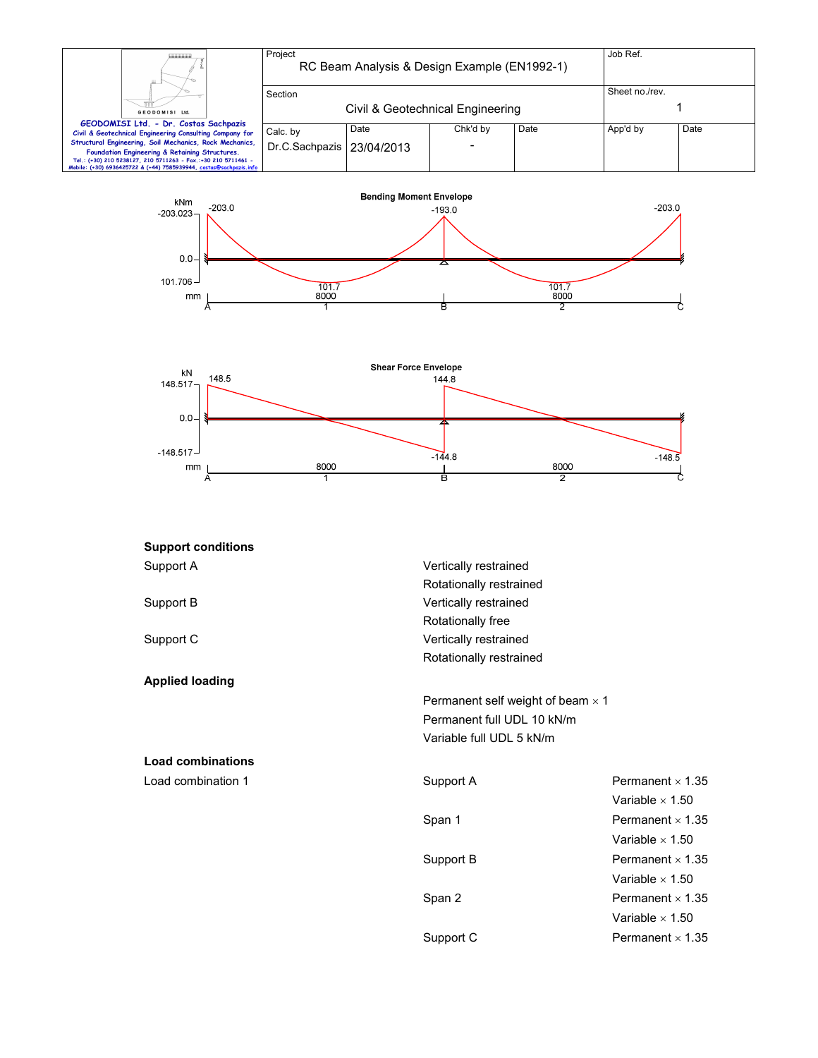| Project | | | | Job Ref. | |
|---|---|---|---|---|---|
| RC Beam Analysis & Design Example (EN1992-1) | | | | | |
| Section | | | | Sheet no./rev. | |
| Civil & Geotechnical Engineering | | | | 1 | |
| Calc. by | Date | Chk'd by | Date | App'd by | Date |
| Dr.C.Sachpazis | 23/04/2013 | - | | | |

**Bending Moment Envelope**

kNm: -203.023, 0.0, 101.706

-203.0, -193.0, -203.0, 101.7, 101.7

mm: A, 8000, 1, B, 8000, 2, C

**Shear Force Envelope**

kN: 148.517, 0.0, -148.517

148.5, 144.8, -144.8, -148.5

mm: A, 8000, 1, B, 8000, 2, C

**Support conditions**

| | |
|---|---|
| Support A | Vertically restrained |
| | Rotationally restrained |
| Support B | Vertically restrained |
| | Rotationally free |
| Support C | Vertically restrained |
| | Rotationally restrained |

**Applied loading**

Permanent self weight of beam × 1

Permanent full UDL 10 kN/m

Variable full UDL 5 kN/m

**Load combinations**

| | | |
|---|---|---|
| Load combination 1 | Support A | Permanent × 1.35 |
| | | Variable × 1.50 |
| | Span 1 | Permanent × 1.35 |
| | | Variable × 1.50 |
| | Support B | Permanent × 1.35 |
| | | Variable × 1.50 |
| | Span 2 | Permanent × 1.35 |
| | | Variable × 1.50 |
| | Support C | Permanent × 1.35 |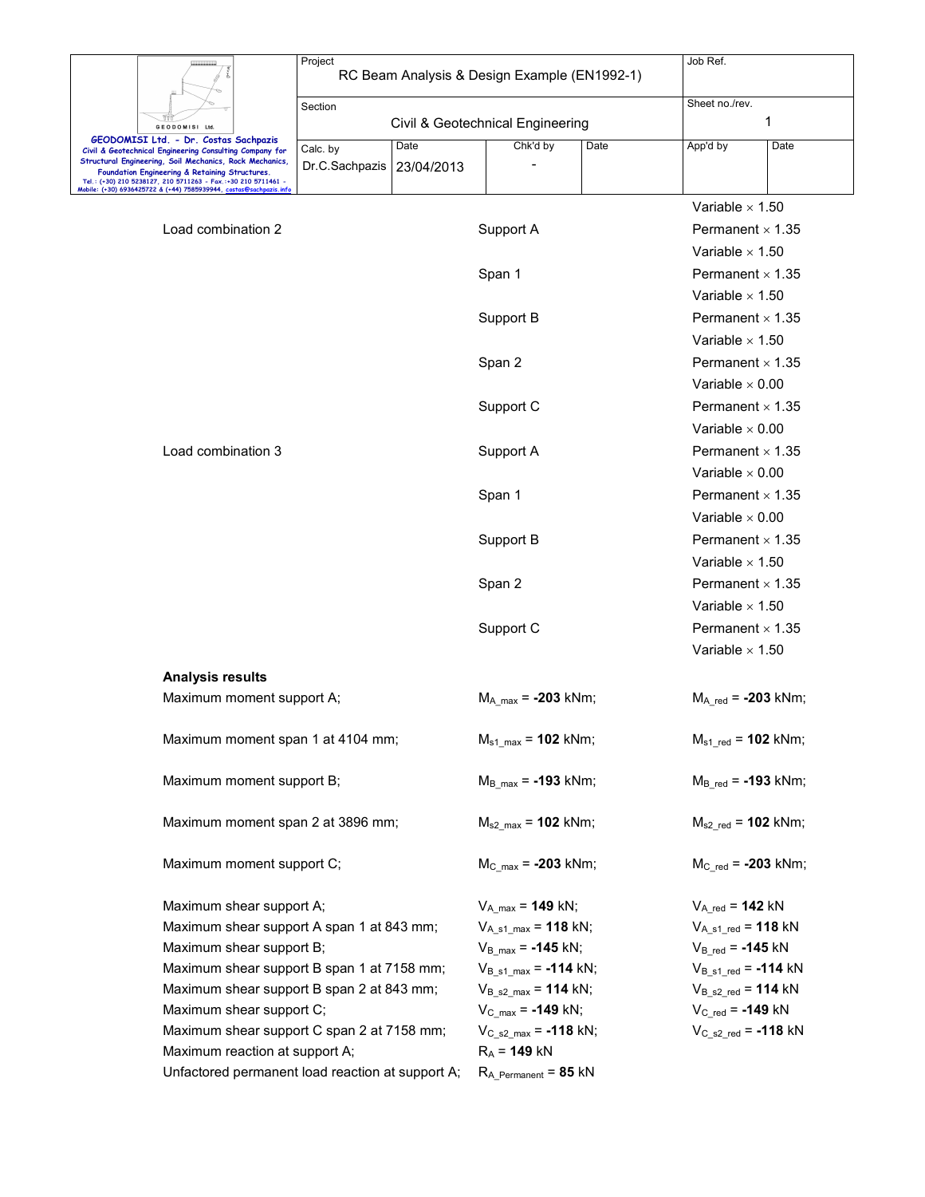Variable × 1.50

Load combination 2 | Support A | Permanent × 1.35

| | | |
|---|---|---|
| | | Variable × 1.50 |
| Load combination 2 | Support A | Permanent × 1.35 |
| | | Variable × 1.50 |
| | Span 1 | Permanent × 1.35 |
| | | Variable × 1.50 |
| | Support B | Permanent × 1.35 |
| | | Variable × 1.50 |
| | Span 2 | Permanent × 1.35 |
| | | Variable × 0.00 |
| | Support C | Permanent × 1.35 |
| | | Variable × 0.00 |
| Load combination 3 | Support A | Permanent × 1.35 |
| | | Variable × 0.00 |
| | Span 1 | Permanent × 1.35 |
| | | Variable × 0.00 |
| | Support B | Permanent × 1.35 |
| | | Variable × 1.50 |
| | Span 2 | Permanent × 1.35 |
| | | Variable × 1.50 |
| | Support C | Permanent × 1.35 |
| | | Variable × 1.50 |

**Analysis results**

| | | |
|---|---|---|
| Maximum moment support A; | $M_{A\_max}$ = **-203** kNm; | $M_{A\_red}$ = **-203** kNm; |
| Maximum moment span 1 at 4104 mm; | $M_{s1\_max}$ = **102** kNm; | $M_{s1\_red}$ = **102** kNm; |
| Maximum moment support B; | $M_{B\_max}$ = **-193** kNm; | $M_{B\_red}$ = **-193** kNm; |
| Maximum moment span 2 at 3896 mm; | $M_{s2\_max}$ = **102** kNm; | $M_{s2\_red}$ = **102** kNm; |
| Maximum moment support C; | $M_{C\_max}$ = **-203** kNm; | $M_{C\_red}$ = **-203** kNm; |
| Maximum shear support A; | $V_{A\_max}$ = **149** kN; | $V_{A\_red}$ = **142** kN |
| Maximum shear support A span 1 at 843 mm; | $V_{A\_s1\_max}$ = **118** kN; | $V_{A\_s1\_red}$ = **118** kN |
| Maximum shear support B; | $V_{B\_max}$ = **-145** kN; | $V_{B\_red}$ = **-145** kN |
| Maximum shear support B span 1 at 7158 mm; | $V_{B\_s1\_max}$ = **-114** kN; | $V_{B\_s1\_red}$ = **-114** kN |
| Maximum shear support B span 2 at 843 mm; | $V_{B\_s2\_max}$ = **114** kN; | $V_{B\_s2\_red}$ = **114** kN |
| Maximum shear support C; | $V_{C\_max}$ = **-149** kN; | $V_{C\_red}$ = **-149** kN |
| Maximum shear support C span 2 at 7158 mm; | $V_{C\_s2\_max}$ = **-118** kN; | $V_{C\_s2\_red}$ = **-118** kN |
| Maximum reaction at support A; | $R_A$ = **149** kN | |
| Unfactored permanent load reaction at support A; | $R_{A\_Permanent}$ = **85** kN | |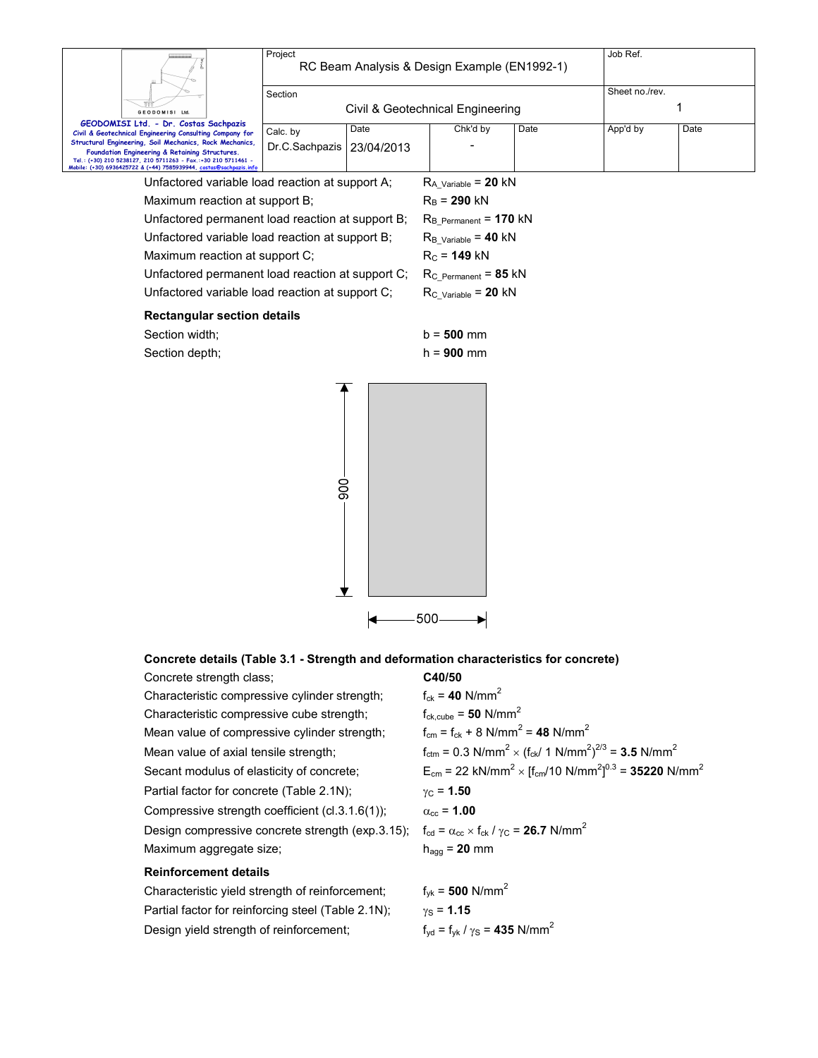Unfactored variable load reaction at support A; $R_{A\_Variable}$ = **20** kN

Maximum reaction at support B; $R_B$ = **290** kN

Unfactored permanent load reaction at support B; $R_{B\_Permanent}$ = **170** kN

Unfactored variable load reaction at support B; $R_{B\_Variable}$ = **40** kN

Maximum reaction at support C; $R_C$ = **149** kN

Unfactored permanent load reaction at support C; $R_{C\_Permanent}$ = **85** kN

Unfactored variable load reaction at support C; $R_{C\_Variable}$ = **20** kN

### Rectangular section details

Section width; b = **500** mm

Section depth; h = **900** mm

900

500

### Concrete details (Table 3.1 - Strength and deformation characteristics for concrete)

Concrete strength class; **C40/50**

Characteristic compressive cylinder strength; $f_{ck}$ = **40** N/mm$^2$

Characteristic compressive cube strength; $f_{ck,cube}$ = **50** N/mm$^2$

Mean value of compressive cylinder strength; $f_{cm} = f_{ck}$ + 8 N/mm$^2$ = **48** N/mm$^2$

Mean value of axial tensile strength; $f_{ctm}$ = 0.3 N/mm$^2$ × ($f_{ck}$/ 1 N/mm$^2$)$^{2/3}$ = **3.5** N/mm$^2$

Secant modulus of elasticity of concrete; $E_{cm}$ = 22 kN/mm$^2$ × [$f_{cm}$/10 N/mm$^2$]$^{0.3}$ = **35220** N/mm$^2$

Partial factor for concrete (Table 2.1N); $\gamma_C$ = **1.50**

Compressive strength coefficient (cl.3.1.6(1)); $\alpha_{cc}$ = **1.00**

Design compressive concrete strength (exp.3.15); $f_{cd} = \alpha_{cc} \times f_{ck} / \gamma_C$ = **26.7** N/mm$^2$

Maximum aggregate size; $h_{agg}$ = **20** mm

### Reinforcement details

Characteristic yield strength of reinforcement; $f_{yk}$ = **500** N/mm$^2$

Partial factor for reinforcing steel (Table 2.1N); $\gamma_S$ = **1.15**

Design yield strength of reinforcement; $f_{yd} = f_{yk} / \gamma_S$ = **435** N/mm$^2$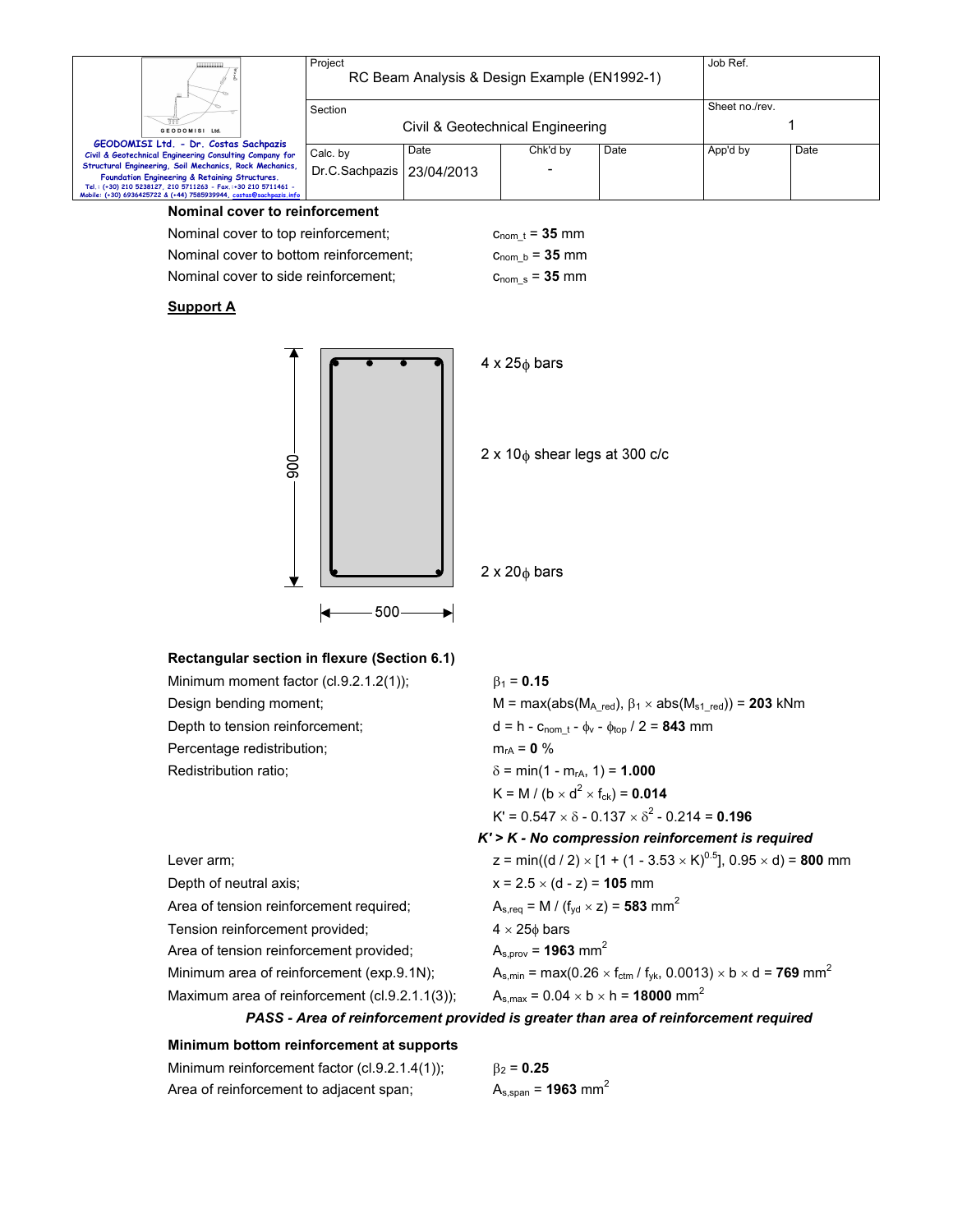## Nominal cover to reinforcement

Nominal cover to top reinforcement; $c_{nom\_t}$ = **35** mm

Nominal cover to bottom reinforcement; $c_{nom\_b}$ = **35** mm

Nominal cover to side reinforcement; $c_{nom\_s}$ = **35** mm

**Support A**

900

500

4 x 25ϕ bars

2 x 10ϕ shear legs at 300 c/c

2 x 20ϕ bars

## Rectangular section in flexure (Section 6.1)

Minimum moment factor (cl.9.2.1.2(1)); $\beta_1$ = **0.15**

Design bending moment; $M = \max(\text{abs}(M_{A\_red}), \beta_1 \times \text{abs}(M_{s1\_red}))$ = **203** kNm

Depth to tension reinforcement; $d = h - c_{nom\_t} - \phi_v - \phi_{top} / 2$ = **843** mm

Percentage redistribution; $m_{rA}$ = **0** %

Redistribution ratio; $\delta = \min(1 - m_{rA}, 1)$ = **1.000**

$K = M / (b \times d^2 \times f_{ck})$ = **0.014**

$K' = 0.547 \times \delta - 0.137 \times \delta^2 - 0.214$ = **0.196**

***K' > K - No compression reinforcement is required***

Lever arm; $z = \min((d / 2) \times [1 + (1 - 3.53 \times K)^{0.5}], 0.95 \times d)$ = **800** mm

Depth of neutral axis; $x = 2.5 \times (d - z)$ = **105** mm

Area of tension reinforcement required; $A_{s,req} = M / (f_{yd} \times z)$ = **583** mm$^2$

Tension reinforcement provided; 4 × 25ϕ bars

Area of tension reinforcement provided; $A_{s,prov}$ = **1963** mm$^2$

Minimum area of reinforcement (exp.9.1N); $A_{s,min} = \max(0.26 \times f_{ctm} / f_{yk}, 0.0013) \times b \times d$ = **769** mm$^2$

Maximum area of reinforcement (cl.9.2.1.1(3)); $A_{s,max} = 0.04 \times b \times h$ = **18000** mm$^2$

***PASS - Area of reinforcement provided is greater than area of reinforcement required***

## Minimum bottom reinforcement at supports

Minimum reinforcement factor (cl.9.2.1.4(1)); $\beta_2$ = **0.25**

Area of reinforcement to adjacent span; $A_{s,span}$ = **1963** mm$^2$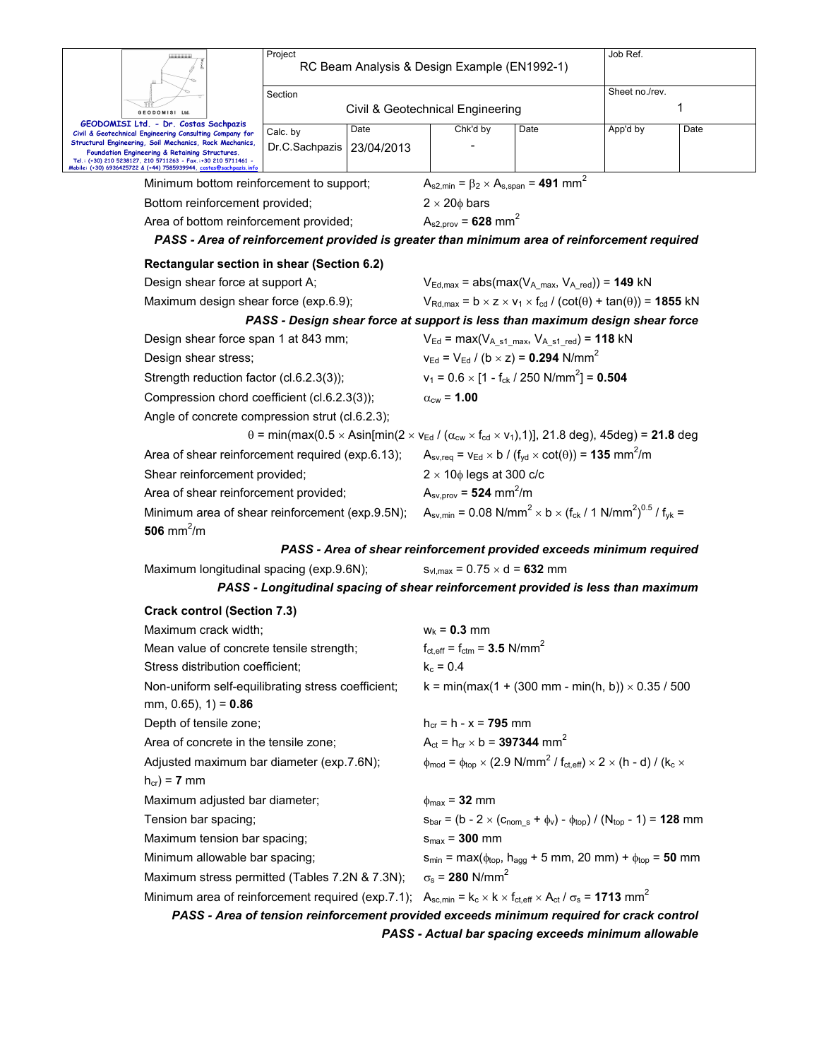Minimum bottom reinforcement to support; $A_{s2,min} = \beta_2 \times A_{s,span} =$ **491** $mm^2$

Bottom reinforcement provided; $2 \times 20\phi$ bars

Area of bottom reinforcement provided; $A_{s2,prov} =$ **628** $mm^2$

***PASS - Area of reinforcement provided is greater than minimum area of reinforcement required***

**Rectangular section in shear (Section 6.2)**

Design shear force at support A; $V_{Ed,max} = abs(max(V_{A\_max}, V_{A\_red})) =$ **149** kN

Maximum design shear force (exp.6.9); $V_{Rd,max} = b \times z \times v_1 \times f_{cd} / (cot(\theta) + tan(\theta)) =$ **1855** kN

***PASS - Design shear force at support is less than maximum design shear force***

Design shear force span 1 at 843 mm; $V_{Ed} = max(V_{A\_s1\_max}, V_{A\_s1\_red}) =$ **118** kN

Design shear stress; $v_{Ed} = V_{Ed} / (b \times z) =$ **0.294** $N/mm^2$

Strength reduction factor (cl.6.2.3(3)); $v_1 = 0.6 \times [1 - f_{ck} / 250\ N/mm^2] =$ **0.504**

Compression chord coefficient (cl.6.2.3(3)); $\alpha_{cw} =$ **1.00**

Angle of concrete compression strut (cl.6.2.3);

$\theta = min(max(0.5 \times Asin[min(2 \times v_{Ed} / (\alpha_{cw} \times f_{cd} \times v_1),1)], 21.8\ deg), 45deg) =$ **21.8** deg

Area of shear reinforcement required (exp.6.13); $A_{sv,req} = v_{Ed} \times b / (f_{yd} \times cot(\theta)) =$ **135** $mm^2/m$

Shear reinforcement provided; $2 \times 10\phi$ legs at 300 c/c

Area of shear reinforcement provided; $A_{sv,prov} =$ **524** $mm^2/m$

Minimum area of shear reinforcement (exp.9.5N); $A_{sv,min} = 0.08\ N/mm^2 \times b \times (f_{ck} / 1\ N/mm^2)^{0.5} / f_{yk} =$ **506** $mm^2/m$

***PASS - Area of shear reinforcement provided exceeds minimum required***

Maximum longitudinal spacing (exp.9.6N); $s_{vl,max} = 0.75 \times d =$ **632** mm

***PASS - Longitudinal spacing of shear reinforcement provided is less than maximum***

**Crack control (Section 7.3)**

Maximum crack width; $w_k =$ **0.3** mm

Mean value of concrete tensile strength; $f_{ct,eff} = f_{ctm} =$ **3.5** $N/mm^2$

Stress distribution coefficient; $k_c = 0.4$

Non-uniform self-equilibrating stress coefficient; $k = min(max(1 + (300\ mm - min(h, b)) \times 0.35 / 500\ mm, 0.65), 1) =$ **0.86**

Depth of tensile zone; $h_{cr} = h - x =$ **795** mm

Area of concrete in the tensile zone; $A_{ct} = h_{cr} \times b =$ **397344** $mm^2$

Adjusted maximum bar diameter (exp.7.6N); $\phi_{mod} = \phi_{top} \times (2.9\ N/mm^2 / f_{ct,eff}) \times 2 \times (h - d) / (k_c \times h_{cr}) =$ **7** mm

Maximum adjusted bar diameter; $\phi_{max} =$ **32** mm

Tension bar spacing; $s_{bar} = (b - 2 \times (c_{nom\_s} + \phi_v) - \phi_{top}) / (N_{top} - 1) =$ **128** mm

Maximum tension bar spacing; $s_{max} =$ **300** mm

Minimum allowable bar spacing; $s_{min} = max(\phi_{top}, h_{agg} + 5\ mm, 20\ mm) + \phi_{top} =$ **50** mm

Maximum stress permitted (Tables 7.2N & 7.3N); $\sigma_s =$ **280** $N/mm^2$

Minimum area of reinforcement required (exp.7.1); $A_{sc,min} = k_c \times k \times f_{ct,eff} \times A_{ct} / \sigma_s =$ **1713** $mm^2$

***PASS - Area of tension reinforcement provided exceeds minimum required for crack control***

***PASS - Actual bar spacing exceeds minimum allowable***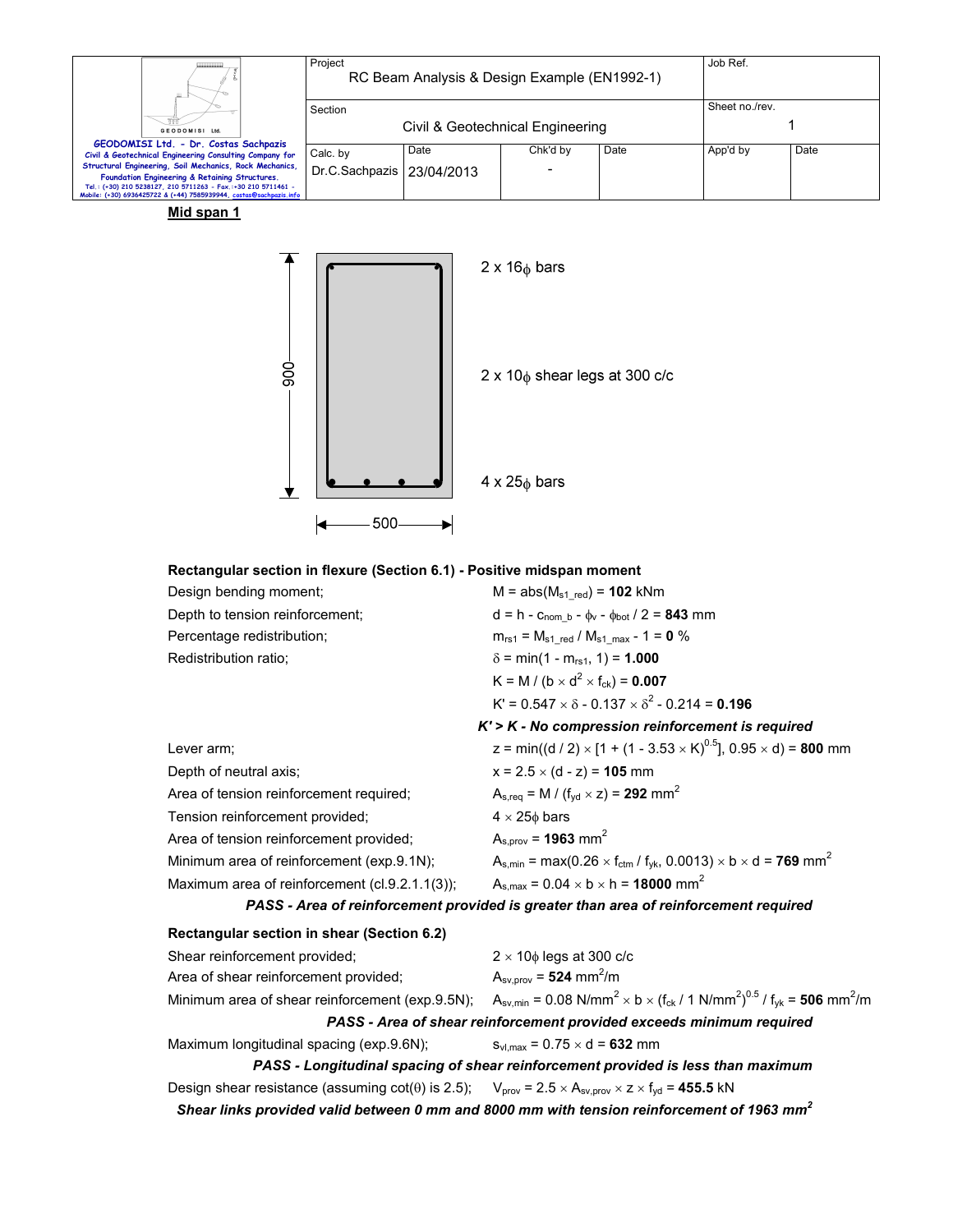**Mid span 1**

900

500

2 x 16$\phi$ bars

2 x 10$\phi$ shear legs at 300 c/c

4 x 25$\phi$ bars

**Rectangular section in flexure (Section 6.1) - Positive midspan moment**

Design bending moment; $M = \text{abs}(M_{s1\_red}) = \mathbf{102}$ kNm

Depth to tension reinforcement; $d = h - c_{nom\_b} - \phi_v - \phi_{bot} / 2 = \mathbf{843}$ mm

Percentage redistribution; $m_{rs1} = M_{s1\_red} / M_{s1\_max} - 1 = \mathbf{0}$ %

Redistribution ratio; $\delta = \min(1 - m_{rs1}, 1) = \mathbf{1.000}$

$K = M / (b \times d^2 \times f_{ck}) = \mathbf{0.007}$

$K' = 0.547 \times \delta - 0.137 \times \delta^2 - 0.214 = \mathbf{0.196}$

***K' > K - No compression reinforcement is required***

Lever arm; $z = \min((d / 2) \times [1 + (1 - 3.53 \times K)^{0.5}], 0.95 \times d) = \mathbf{800}$ mm

Depth of neutral axis; $x = 2.5 \times (d - z) = \mathbf{105}$ mm

Area of tension reinforcement required; $A_{s,req} = M / (f_{yd} \times z) = \mathbf{292}$ mm$^2$

Tension reinforcement provided; $4 \times 25\phi$ bars

Area of tension reinforcement provided; $A_{s,prov} = \mathbf{1963}$ mm$^2$

Minimum area of reinforcement (exp.9.1N); $A_{s,min} = \max(0.26 \times f_{ctm} / f_{yk}, 0.0013) \times b \times d = \mathbf{769}$ mm$^2$

Maximum area of reinforcement (cl.9.2.1.1(3)); $A_{s,max} = 0.04 \times b \times h = \mathbf{18000}$ mm$^2$

***PASS - Area of reinforcement provided is greater than area of reinforcement required***

**Rectangular section in shear (Section 6.2)**

Shear reinforcement provided; $2 \times 10\phi$ legs at 300 c/c

Area of shear reinforcement provided; $A_{sv,prov} = \mathbf{524}$ mm$^2$/m

Minimum area of shear reinforcement (exp.9.5N); $A_{sv,min} = 0.08 \text{ N/mm}^2 \times b \times (f_{ck} / 1 \text{ N/mm}^2)^{0.5} / f_{yk} = \mathbf{506}$ mm$^2$/m

***PASS - Area of shear reinforcement provided exceeds minimum required***

Maximum longitudinal spacing (exp.9.6N); $s_{vl,max} = 0.75 \times d = \mathbf{632}$ mm

***PASS - Longitudinal spacing of shear reinforcement provided is less than maximum***

Design shear resistance (assuming cot($\theta$) is 2.5); $V_{prov} = 2.5 \times A_{sv,prov} \times z \times f_{yd} = \mathbf{455.5}$ kN

***Shear links provided valid between 0 mm and 8000 mm with tension reinforcement of 1963 mm$^2$***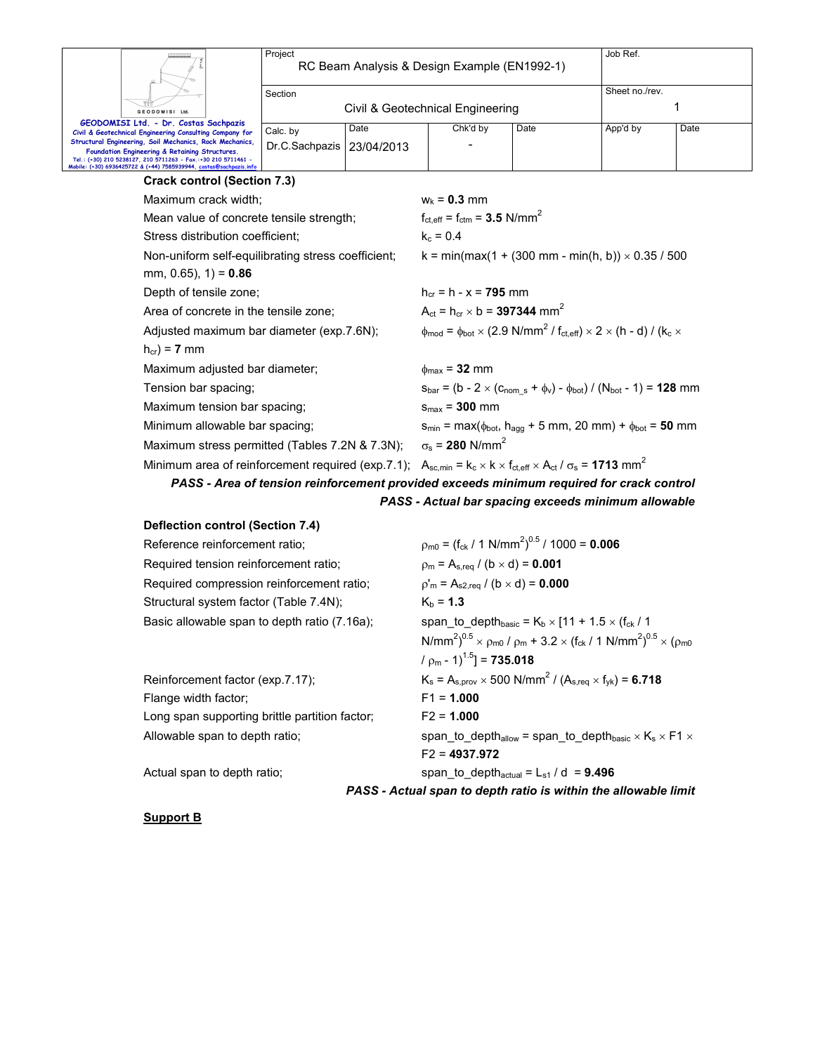### Crack control (Section 7.3)

| | |
|---|---|
| Maximum crack width; | $w_k$ = **0.3** mm |
| Mean value of concrete tensile strength; | $f_{ct,eff} = f_{ctm}$ = **3.5** N/mm$^2$ |
| Stress distribution coefficient; | $k_c$ = 0.4 |
| Non-uniform self-equilibrating stress coefficient; | k = min(max(1 + (300 mm - min(h, b)) × 0.35 / 500 mm, 0.65), 1) = **0.86** |
| Depth of tensile zone; | $h_{cr}$ = h - x = **795** mm |
| Area of concrete in the tensile zone; | $A_{ct} = h_{cr} \times b$ = **397344** mm$^2$ |
| Adjusted maximum bar diameter (exp.7.6N); | $\phi_{mod} = \phi_{bot} \times (2.9\ N/mm^2 / f_{ct,eff}) \times 2 \times (h - d) / (k_c \times h_{cr})$ = **7** mm |
| Maximum adjusted bar diameter; | $\phi_{max}$ = **32** mm |
| Tension bar spacing; | $s_{bar} = (b - 2 \times (c_{nom\_s} + \phi_v) - \phi_{bot}) / (N_{bot} - 1)$ = **128** mm |
| Maximum tension bar spacing; | $s_{max}$ = **300** mm |
| Minimum allowable bar spacing; | $s_{min} = \max(\phi_{bot}, h_{agg} + 5\ mm, 20\ mm) + \phi_{bot}$ = **50** mm |
| Maximum stress permitted (Tables 7.2N & 7.3N); | $\sigma_s$ = **280** N/mm$^2$ |
| Minimum area of reinforcement required (exp.7.1); | $A_{sc,min} = k_c \times k \times f_{ct,eff} \times A_{ct} / \sigma_s$ = **1713** mm$^2$ |

***PASS - Area of tension reinforcement provided exceeds minimum required for crack control***

***PASS - Actual bar spacing exceeds minimum allowable***

### Deflection control (Section 7.4)

| | |
|---|---|
| Reference reinforcement ratio; | $\rho_{m0} = (f_{ck} / 1\ N/mm^2)^{0.5} / 1000$ = **0.006** |
| Required tension reinforcement ratio; | $\rho_m = A_{s,req} / (b \times d)$ = **0.001** |
| Required compression reinforcement ratio; | $\rho'_m = A_{s2,req} / (b \times d)$ = **0.000** |
| Structural system factor (Table 7.4N); | $K_b$ = **1.3** |
| Basic allowable span to depth ratio (7.16a); | $span\_to\_depth_{basic} = K_b \times [11 + 1.5 \times (f_{ck} / 1\ N/mm^2)^{0.5} \times \rho_{m0} / \rho_m + 3.2 \times (f_{ck} / 1\ N/mm^2)^{0.5} \times (\rho_{m0} / \rho_m - 1)^{1.5}]$ = **735.018** |
| Reinforcement factor (exp.7.17); | $K_s = A_{s,prov} \times 500\ N/mm^2 / (A_{s,req} \times f_{yk})$ = **6.718** |
| Flange width factor; | F1 = **1.000** |
| Long span supporting brittle partition factor; | F2 = **1.000** |
| Allowable span to depth ratio; | $span\_to\_depth_{allow} = span\_to\_depth_{basic} \times K_s \times F1 \times F2$ = **4937.972** |
| Actual span to depth ratio; | $span\_to\_depth_{actual} = L_{s1} / d$ = **9.496** |

***PASS - Actual span to depth ratio is within the allowable limit***

**Support B**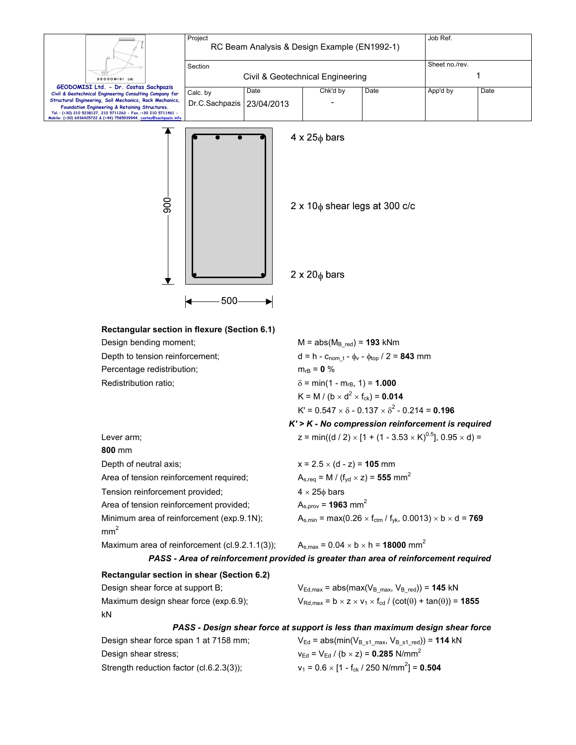| Project | | Job Ref. | |
|---|---|---|---|
| RC Beam Analysis & Design Example (EN1992-1) | | | |
| Section | | Sheet no./rev. | |
| Civil & Geotechnical Engineering | | 1 | |
| Calc. by | Date | Chk'd by | Date | App'd by | Date |
| Dr.C.Sachpazis | 23/04/2013 | - | | | |

GEODOMISI Ltd. - Dr. Costas Sachpazis
Civil & Geotechnical Engineering Consulting Company for Structural Engineering, Soil Mechanics, Rock Mechanics, Foundation Engineering & Retaining Structures.
Tel.: (+30) 210 5238127, 210 5711263 - Fax.:+30 210 5711461 - Mobile: (+30) 6936425722 & (+44) 7585939944, costas@sachpazis.info

900

500

4 x 25$\phi$ bars

2 x 10$\phi$ shear legs at 300 c/c

2 x 20$\phi$ bars

**Rectangular section in flexure (Section 6.1)**

Design bending moment; $M = \text{abs}(M_{B\_red})$ = **193** kNm

Depth to tension reinforcement; $d = h - c_{nom\_t} - \phi_v - \phi_{top} / 2$ = **843** mm

Percentage redistribution; $m_{rB}$ = **0** %

Redistribution ratio; $\delta = \min(1 - m_{rB}, 1)$ = **1.000**

$K = M / (b \times d^2 \times f_{ck})$ = **0.014**

$K' = 0.547 \times \delta - 0.137 \times \delta^2 - 0.214$ = **0.196**

***K' > K - No compression reinforcement is required***

Lever arm; $z = \min((d / 2) \times [1 + (1 - 3.53 \times K)^{0.5}], 0.95 \times d)$ = **800** mm

Depth of neutral axis; $x = 2.5 \times (d - z)$ = **105** mm

Area of tension reinforcement required; $A_{s,req} = M / (f_{yd} \times z)$ = **555** mm$^2$

Tension reinforcement provided; 4 × 25$\phi$ bars

Area of tension reinforcement provided; $A_{s,prov}$ = **1963** mm$^2$

Minimum area of reinforcement (exp.9.1N); $A_{s,min} = \max(0.26 \times f_{ctm} / f_{yk}, 0.0013) \times b \times d$ = **769** mm$^2$

Maximum area of reinforcement (cl.9.2.1.1(3)); $A_{s,max} = 0.04 \times b \times h$ = **18000** mm$^2$

***PASS - Area of reinforcement provided is greater than area of reinforcement required***

**Rectangular section in shear (Section 6.2)**

Design shear force at support B; $V_{Ed,max} = \text{abs}(\max(V_{B\_max}, V_{B\_red}))$ = **145** kN

Maximum design shear force (exp.6.9); $V_{Rd,max} = b \times z \times v_1 \times f_{cd} / (\cot(\theta) + \tan(\theta))$ = **1855** kN

***PASS - Design shear force at support is less than maximum design shear force***

Design shear force span 1 at 7158 mm; $V_{Ed} = \text{abs}(\min(V_{B\_s1\_max}, V_{B\_s1\_red}))$ = **114** kN

Design shear stress; $v_{Ed} = V_{Ed} / (b \times z)$ = **0.285** N/mm$^2$

Strength reduction factor (cl.6.2.3(3)); $v_1 = 0.6 \times [1 - f_{ck} / 250 \text{ N/mm}^2]$ = **0.504**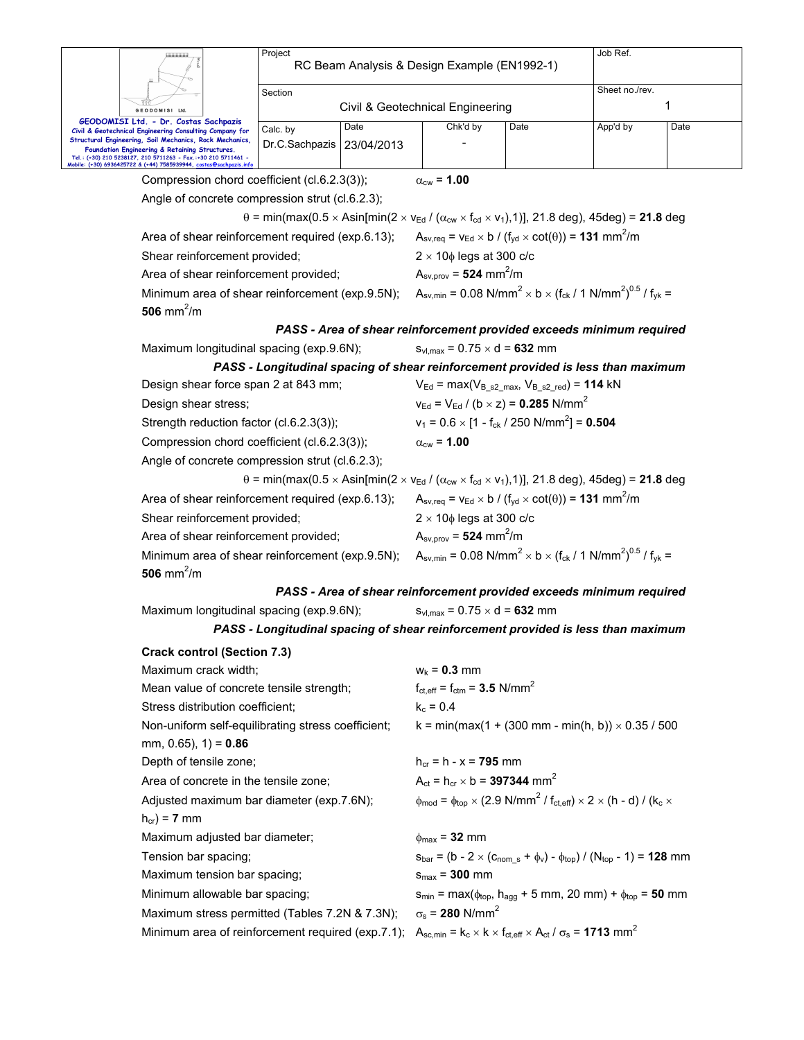Compression chord coefficient (cl.6.2.3(3)); $\alpha_{cw}$ = **1.00**

Angle of concrete compression strut (cl.6.2.3);

$\theta$ = min(max(0.5 × Asin[min(2 × $v_{Ed}$ / ($\alpha_{cw}$ × $f_{cd}$ × $v_1$),1)], 21.8 deg), 45deg) = **21.8** deg

Area of shear reinforcement required (exp.6.13); $A_{sv,req}$ = $v_{Ed}$ × b / ($f_{yd}$ × cot($\theta$)) = **131** mm$^2$/m

Shear reinforcement provided; 2 × 10$\phi$ legs at 300 c/c

Area of shear reinforcement provided; $A_{sv,prov}$ = **524** mm$^2$/m

Minimum area of shear reinforcement (exp.9.5N); $A_{sv,min}$ = 0.08 N/mm$^2$ × b × ($f_{ck}$ / 1 N/mm$^2$)$^{0.5}$ / $f_{yk}$ = **506** mm$^2$/m

***PASS - Area of shear reinforcement provided exceeds minimum required***

Maximum longitudinal spacing (exp.9.6N); $s_{vl,max}$ = 0.75 × d = **632** mm

***PASS - Longitudinal spacing of shear reinforcement provided is less than maximum***

Design shear force span 2 at 843 mm; $V_{Ed}$ = max($V_{B\_s2\_max}$, $V_{B\_s2\_red}$) = **114** kN

Design shear stress; $v_{Ed}$ = $V_{Ed}$ / (b × z) = **0.285** N/mm$^2$

Strength reduction factor (cl.6.2.3(3)); $v_1$ = 0.6 × [1 - $f_{ck}$ / 250 N/mm$^2$] = **0.504**

Compression chord coefficient (cl.6.2.3(3)); $\alpha_{cw}$ = **1.00**

Angle of concrete compression strut (cl.6.2.3);

$\theta$ = min(max(0.5 × Asin[min(2 × $v_{Ed}$ / ($\alpha_{cw}$ × $f_{cd}$ × $v_1$),1)], 21.8 deg), 45deg) = **21.8** deg

Area of shear reinforcement required (exp.6.13); $A_{sv,req}$ = $v_{Ed}$ × b / ($f_{yd}$ × cot($\theta$)) = **131** mm$^2$/m

Shear reinforcement provided; 2 × 10$\phi$ legs at 300 c/c

Area of shear reinforcement provided; $A_{sv,prov}$ = **524** mm$^2$/m

Minimum area of shear reinforcement (exp.9.5N); $A_{sv,min}$ = 0.08 N/mm$^2$ × b × ($f_{ck}$ / 1 N/mm$^2$)$^{0.5}$ / $f_{yk}$ = **506** mm$^2$/m

***PASS - Area of shear reinforcement provided exceeds minimum required***

Maximum longitudinal spacing (exp.9.6N); $s_{vl,max}$ = 0.75 × d = **632** mm

***PASS - Longitudinal spacing of shear reinforcement provided is less than maximum***

**Crack control (Section 7.3)**

Maximum crack width; $w_k$ = **0.3** mm

Mean value of concrete tensile strength; $f_{ct,eff}$ = $f_{ctm}$ = **3.5** N/mm$^2$

Stress distribution coefficient; $k_c$ = 0.4

Non-uniform self-equilibrating stress coefficient; k = min(max(1 + (300 mm - min(h, b)) × 0.35 / 500 mm, 0.65), 1) = **0.86**

Depth of tensile zone; $h_{cr}$ = h - x = **795** mm

Area of concrete in the tensile zone; $A_{ct}$ = $h_{cr}$ × b = **397344** mm$^2$

Adjusted maximum bar diameter (exp.7.6N); $\phi_{mod}$ = $\phi_{top}$ × (2.9 N/mm$^2$ / $f_{ct,eff}$) × 2 × (h - d) / ($k_c$ × $h_{cr}$) = **7** mm

Maximum adjusted bar diameter; $\phi_{max}$ = **32** mm

Tension bar spacing; $s_{bar}$ = (b - 2 × ($c_{nom\_s}$ + $\phi_v$) - $\phi_{top}$) / ($N_{top}$ - 1) = **128** mm

Maximum tension bar spacing; $s_{max}$ = **300** mm

Minimum allowable bar spacing; $s_{min}$ = max($\phi_{top}$, $h_{agg}$ + 5 mm, 20 mm) + $\phi_{top}$ = **50** mm

Maximum stress permitted (Tables 7.2N & 7.3N); $\sigma_s$ = **280** N/mm$^2$

Minimum area of reinforcement required (exp.7.1); $A_{sc,min}$ = $k_c$ × k × $f_{ct,eff}$ × $A_{ct}$ / $\sigma_s$ = **1713** mm$^2$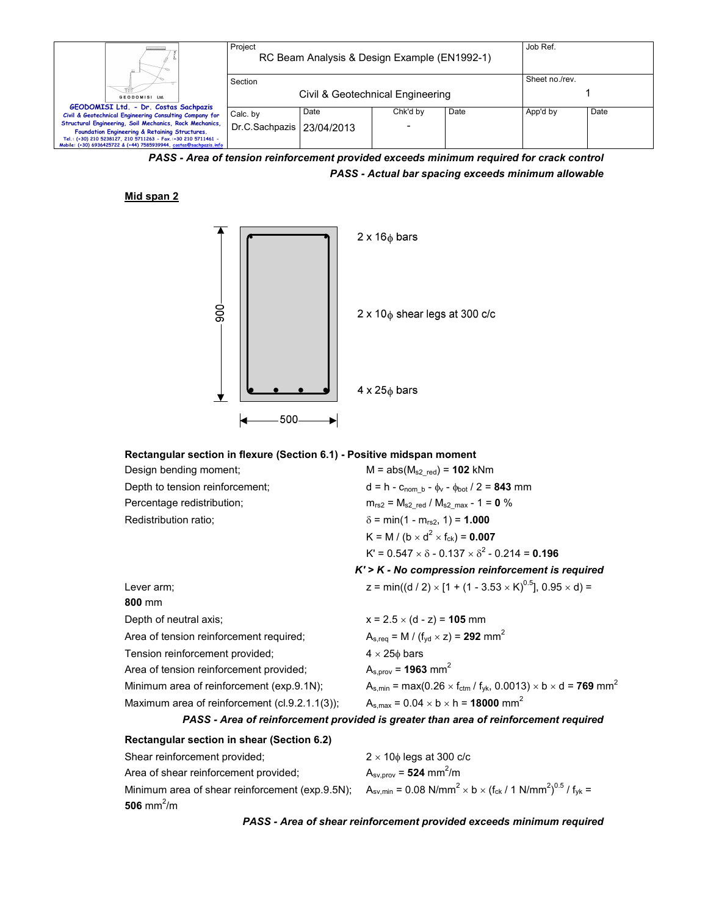**PASS - Area of tension reinforcement provided exceeds minimum required for crack control**

**PASS - Actual bar spacing exceeds minimum allowable**

**Mid span 2**

900

500

2 x 16$\phi$ bars

2 x 10$\phi$ shear legs at 300 c/c

4 x 25$\phi$ bars

**Rectangular section in flexure (Section 6.1) - Positive midspan moment**

Design bending moment; $M = abs(M_{s2\_red})$ = **102** kNm

Depth to tension reinforcement; $d = h - c_{nom\_b} - \phi_v - \phi_{bot} / 2$ = **843** mm

Percentage redistribution; $m_{rs2} = M_{s2\_red} / M_{s2\_max} - 1$ = **0** %

Redistribution ratio; $\delta = \min(1 - m_{rs2}, 1)$ = **1.000**

$K = M / (b \times d^2 \times f_{ck})$ = **0.007**

$K' = 0.547 \times \delta - 0.137 \times \delta^2 - 0.214$ = **0.196**

***K' > K - No compression reinforcement is required***

Lever arm; $z = \min((d / 2) \times [1 + (1 - 3.53 \times K)^{0.5}], 0.95 \times d)$ = **800** mm

Depth of neutral axis; $x = 2.5 \times (d - z)$ = **105** mm

Area of tension reinforcement required; $A_{s,req} = M / (f_{yd} \times z)$ = **292** mm$^2$

Tension reinforcement provided; 4 $\times$ 25$\phi$ bars

Area of tension reinforcement provided; $A_{s,prov}$ = **1963** mm$^2$

Minimum area of reinforcement (exp.9.1N); $A_{s,min} = \max(0.26 \times f_{ctm} / f_{yk}, 0.0013) \times b \times d$ = **769** mm$^2$

Maximum area of reinforcement (cl.9.2.1.1(3)); $A_{s,max} = 0.04 \times b \times h$ = **18000** mm$^2$

***PASS - Area of reinforcement provided is greater than area of reinforcement required***

**Rectangular section in shear (Section 6.2)**

Shear reinforcement provided; 2 $\times$ 10$\phi$ legs at 300 c/c

Area of shear reinforcement provided; $A_{sv,prov}$ = **524** mm$^2$/m

Minimum area of shear reinforcement (exp.9.5N); $A_{sv,min} = 0.08\ N/mm^2 \times b \times (f_{ck} / 1\ N/mm^2)^{0.5} / f_{yk}$ = **506** mm$^2$/m

***PASS - Area of shear reinforcement provided exceeds minimum required***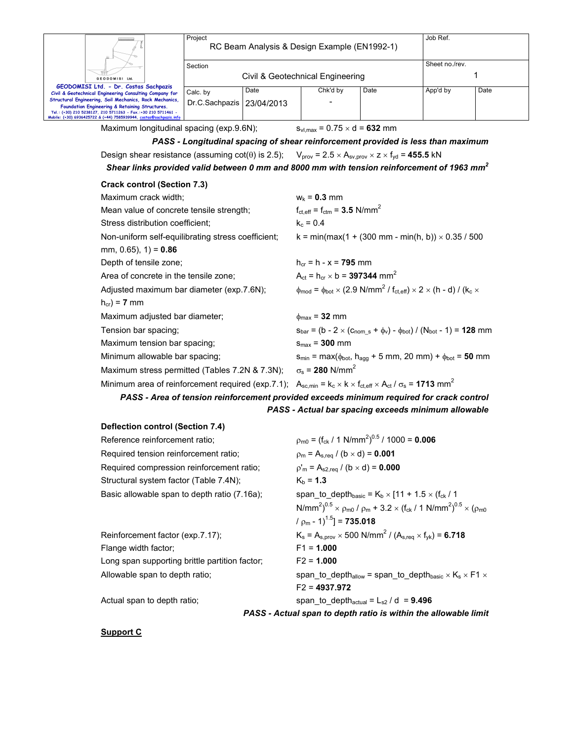Maximum longitudinal spacing (exp.9.6N); $s_{vl,max} = 0.75 \times d =$ **632** mm

***PASS - Longitudinal spacing of shear reinforcement provided is less than maximum***

Design shear resistance (assuming cot(θ) is 2.5); $V_{prov} = 2.5 \times A_{sv,prov} \times z \times f_{yd} =$ **455.5** kN

***Shear links provided valid between 0 mm and 8000 mm with tension reinforcement of 1963 mm²***

**Crack control (Section 7.3)**

Maximum crack width; $w_k =$ **0.3** mm

Mean value of concrete tensile strength; $f_{ct,eff} = f_{ctm} =$ **3.5** N/mm²

Stress distribution coefficient; $k_c = 0.4$

Non-uniform self-equilibrating stress coefficient; $k = \min(\max(1 + (300\text{ mm} - \min(h, b)) \times 0.35 / 500\text{ mm}, 0.65), 1) =$ **0.86**

Depth of tensile zone; $h_{cr} = h - x =$ **795** mm

Area of concrete in the tensile zone; $A_{ct} = h_{cr} \times b =$ **397344** mm²

Adjusted maximum bar diameter (exp.7.6N); $\phi_{mod} = \phi_{bot} \times (2.9\text{ N/mm}^2 / f_{ct,eff}) \times 2 \times (h - d) / (k_c \times h_{cr}) =$ **7** mm

Maximum adjusted bar diameter; $\phi_{max} =$ **32** mm

Tension bar spacing; $s_{bar} = (b - 2 \times (c_{nom\_s} + \phi_v) - \phi_{bot}) / (N_{bot} - 1) =$ **128** mm

Maximum tension bar spacing; $s_{max} =$ **300** mm

Minimum allowable bar spacing; $s_{min} = \max(\phi_{bot}, h_{agg} + 5\text{ mm}, 20\text{ mm}) + \phi_{bot} =$ **50** mm

Maximum stress permitted (Tables 7.2N & 7.3N); $\sigma_s =$ **280** N/mm²

Minimum area of reinforcement required (exp.7.1); $A_{sc,min} = k_c \times k \times f_{ct,eff} \times A_{ct} / \sigma_s =$ **1713** mm²

***PASS - Area of tension reinforcement provided exceeds minimum required for crack control***

***PASS - Actual bar spacing exceeds minimum allowable***

**Deflection control (Section 7.4)**

Reference reinforcement ratio; $\rho_{m0} = (f_{ck} / 1\text{ N/mm}^2)^{0.5} / 1000 =$ **0.006**

Required tension reinforcement ratio; $\rho_m = A_{s,req} / (b \times d) =$ **0.001**

Required compression reinforcement ratio; $\rho'_m = A_{s2,req} / (b \times d) =$ **0.000**

Structural system factor (Table 7.4N); $K_b =$ **1.3**

Basic allowable span to depth ratio (7.16a); $span\_to\_depth_{basic} = K_b \times [11 + 1.5 \times (f_{ck} / 1\text{ N/mm}^2)^{0.5} \times \rho_{m0} / \rho_m + 3.2 \times (f_{ck} / 1\text{ N/mm}^2)^{0.5} \times (\rho_{m0} / \rho_m - 1)^{1.5}] =$ **735.018**

Reinforcement factor (exp.7.17); $K_s = A_{s,prov} \times 500\text{ N/mm}^2 / (A_{s,req} \times f_{yk}) =$ **6.718**

Flange width factor; F1 = **1.000**

Long span supporting brittle partition factor; F2 = **1.000**

Allowable span to depth ratio; $span\_to\_depth_{allow} = span\_to\_depth_{basic} \times K_s \times F1 \times F2 =$ **4937.972**

Actual span to depth ratio; $span\_to\_depth_{actual} = L_{s2} / d =$ **9.496**

***PASS - Actual span to depth ratio is within the allowable limit***

**<u>Support C</u>**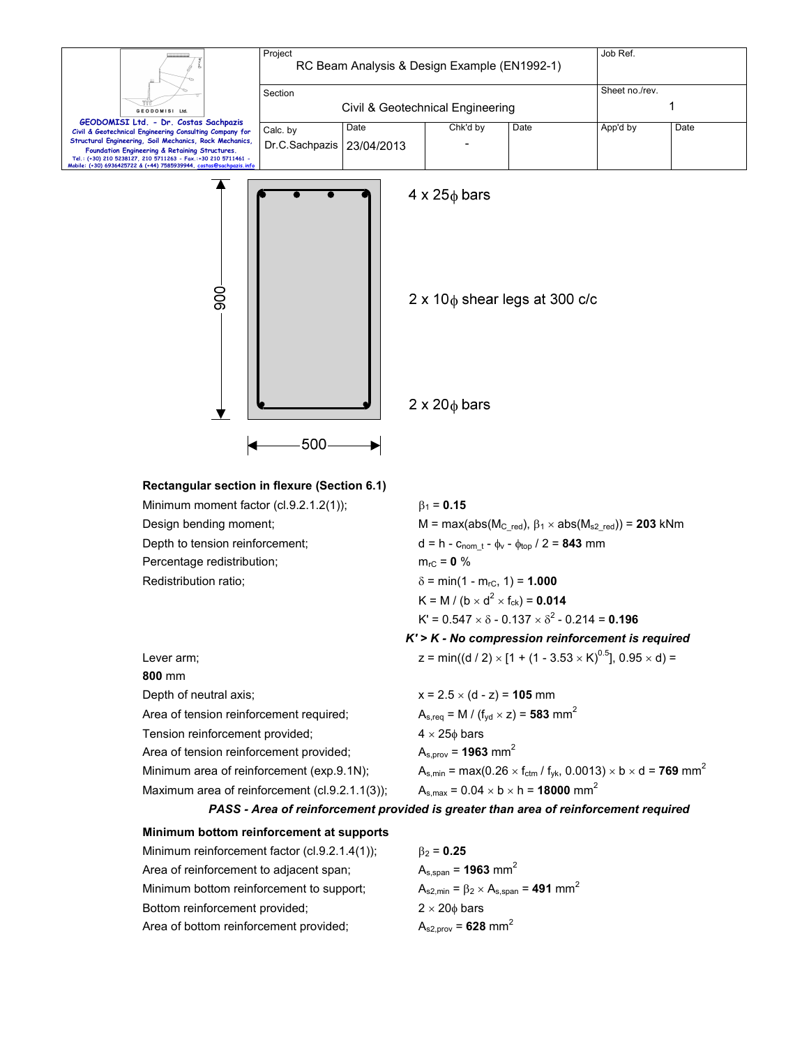| Project | | | | Job Ref. | |
|---|---|---|---|---|---|
| RC Beam Analysis & Design Example (EN1992-1) | | | | | |
| Section | | | | Sheet no./rev. | |
| Civil & Geotechnical Engineering | | | | 1 | |
| Calc. by | Date | Chk'd by | Date | App'd by | Date |
| Dr.C.Sachpazis | 23/04/2013 | - | | | |

GEODOMISI Ltd. - Dr. Costas Sachpazis
Civil & Geotechnical Engineering Consulting Company for Structural Engineering, Soil Mechanics, Rock Mechanics, Foundation Engineering & Retaining Structures.
Tel.: (+30) 210 5238127, 210 5711263 - Fax.:+30 210 5711461 - Mobile: (+30) 6936425722 & (+44) 7585939944, costas@sachpazis.info

900

500

4 x 25ϕ bars

2 x 10ϕ shear legs at 300 c/c

2 x 20ϕ bars

**Rectangular section in flexure (Section 6.1)**

| | |
|---|---|
| Minimum moment factor (cl.9.2.1.2(1)); | $\beta_1$ = **0.15** |
| Design bending moment; | M = max(abs($M_{C\_red}$), $\beta_1 \times$ abs($M_{s2\_red}$)) = **203** kNm |
| Depth to tension reinforcement; | d = h - $c_{nom\_t}$ - $\phi_v$ - $\phi_{top}$ / 2 = **843** mm |
| Percentage redistribution; | $m_{rC}$ = **0** % |
| Redistribution ratio; | $\delta$ = min(1 - $m_{rC}$, 1) = **1.000** |
| | K = M / (b $\times$ $d^2$ $\times$ $f_{ck}$) = **0.014** |
| | K' = 0.547 $\times$ $\delta$ - 0.137 $\times$ $\delta^2$ - 0.214 = **0.196** |

***K' > K - No compression reinforcement is required***

Lever arm; z = min((d / 2) $\times$ [1 + (1 - 3.53 $\times$ K)$^{0.5}$], 0.95 $\times$ d) =
**800** mm

| | |
|---|---|
| Depth of neutral axis; | x = 2.5 $\times$ (d - z) = **105** mm |
| Area of tension reinforcement required; | $A_{s,req}$ = M / ($f_{yd}$ $\times$ z) = **583** mm$^2$ |
| Tension reinforcement provided; | 4 $\times$ 25ϕ bars |
| Area of tension reinforcement provided; | $A_{s,prov}$ = **1963** mm$^2$ |
| Minimum area of reinforcement (exp.9.1N); | $A_{s,min}$ = max(0.26 $\times$ $f_{ctm}$ / $f_{yk}$, 0.0013) $\times$ b $\times$ d = **769** mm$^2$ |
| Maximum area of reinforcement (cl.9.2.1.1(3)); | $A_{s,max}$ = 0.04 $\times$ b $\times$ h = **18000** mm$^2$ |

***PASS - Area of reinforcement provided is greater than area of reinforcement required***

**Minimum bottom reinforcement at supports**

| | |
|---|---|
| Minimum reinforcement factor (cl.9.2.1.4(1)); | $\beta_2$ = **0.25** |
| Area of reinforcement to adjacent span; | $A_{s,span}$ = **1963** mm$^2$ |
| Minimum bottom reinforcement to support; | $A_{s2,min}$ = $\beta_2$ $\times$ $A_{s,span}$ = **491** mm$^2$ |
| Bottom reinforcement provided; | 2 $\times$ 20ϕ bars |
| Area of bottom reinforcement provided; | $A_{s2,prov}$ = **628** mm$^2$ |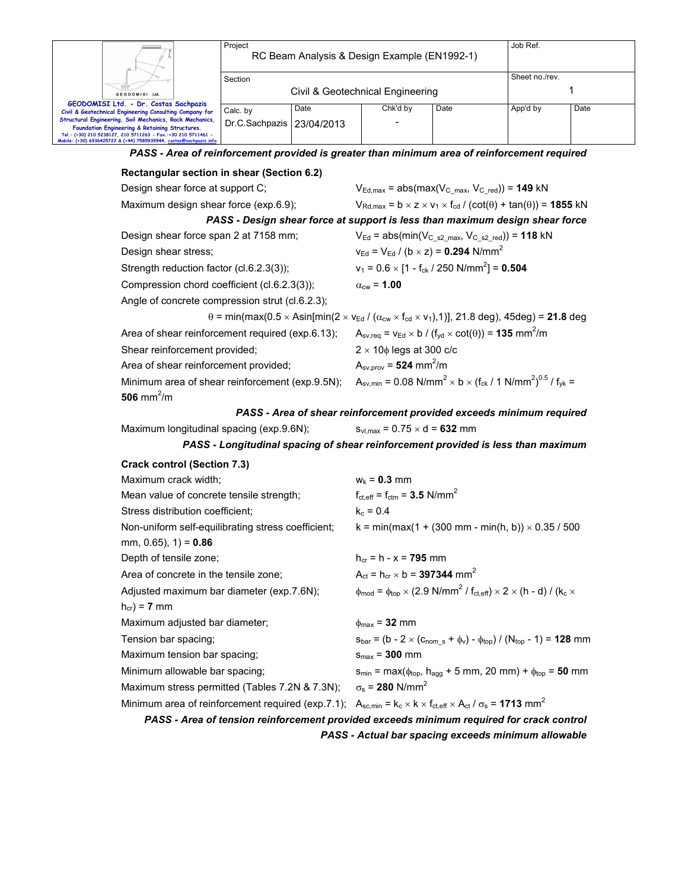**PASS - Area of reinforcement provided is greater than minimum area of reinforcement required**

### Rectangular section in shear (Section 6.2)

Design shear force at support C; $V_{Ed,max} = abs(max(V_{C\_max}, V_{C\_red}))$ = **149** kN

Maximum design shear force (exp.6.9); $V_{Rd,max} = b \times z \times v_1 \times f_{cd} / (\cot(\theta) + \tan(\theta))$ = **1855** kN

**PASS - Design shear force at support is less than maximum design shear force**

Design shear force span 2 at 7158 mm; $V_{Ed} = abs(min(V_{C\_s2\_max}, V_{C\_s2\_red}))$ = **118** kN

Design shear stress; $v_{Ed} = V_{Ed} / (b \times z)$ = **0.294** N/mm$^2$

Strength reduction factor (cl.6.2.3(3)); $v_1 = 0.6 \times [1 - f_{ck} / 250 \text{ N/mm}^2]$ = **0.504**

Compression chord coefficient (cl.6.2.3(3)); $\alpha_{cw}$ = **1.00**

Angle of concrete compression strut (cl.6.2.3);

$\theta = \min(\max(0.5 \times \text{Asin}[\min(2 \times v_{Ed} / (\alpha_{cw} \times f_{cd} \times v_1),1)], 21.8 \text{ deg}), 45\text{deg})$ = **21.8** deg

Area of shear reinforcement required (exp.6.13); $A_{sv,req} = v_{Ed} \times b / (f_{yd} \times \cot(\theta))$ = **135** mm$^2$/m

Shear reinforcement provided; 2 × 10ϕ legs at 300 c/c

Area of shear reinforcement provided; $A_{sv,prov}$ = **524** mm$^2$/m

Minimum area of shear reinforcement (exp.9.5N); $A_{sv,min} = 0.08 \text{ N/mm}^2 \times b \times (f_{ck} / 1 \text{ N/mm}^2)^{0.5} / f_{yk}$ = **506** mm$^2$/m

**PASS - Area of shear reinforcement provided exceeds minimum required**

Maximum longitudinal spacing (exp.9.6N); $s_{vl,max} = 0.75 \times d$ = **632** mm

**PASS - Longitudinal spacing of shear reinforcement provided is less than maximum**

### Crack control (Section 7.3)

Maximum crack width; $w_k$ = **0.3** mm

Mean value of concrete tensile strength; $f_{ct,eff} = f_{ctm}$ = **3.5** N/mm$^2$

Stress distribution coefficient; $k_c$ = 0.4

Non-uniform self-equilibrating stress coefficient; $k = \min(\max(1 + (300 \text{ mm} - \min(h, b)) \times 0.35 / 500 \text{ mm}, 0.65), 1)$ = **0.86**

Depth of tensile zone; $h_{cr} = h - x$ = **795** mm

Area of concrete in the tensile zone; $A_{ct} = h_{cr} \times b$ = **397344** mm$^2$

Adjusted maximum bar diameter (exp.7.6N); $\phi_{mod} = \phi_{top} \times (2.9 \text{ N/mm}^2 / f_{ct,eff}) \times 2 \times (h - d) / (k_c \times h_{cr})$ = **7** mm

Maximum adjusted bar diameter; $\phi_{max}$ = **32** mm

Tension bar spacing; $s_{bar} = (b - 2 \times (c_{nom\_s} + \phi_v) - \phi_{top}) / (N_{top} - 1)$ = **128** mm

Maximum tension bar spacing; $s_{max}$ = **300** mm

Minimum allowable bar spacing; $s_{min} = \max(\phi_{top}, h_{agg} + 5 \text{ mm}, 20 \text{ mm}) + \phi_{top}$ = **50** mm

Maximum stress permitted (Tables 7.2N & 7.3N); $\sigma_s$ = **280** N/mm$^2$

Minimum area of reinforcement required (exp.7.1); $A_{sc,min} = k_c \times k \times f_{ct,eff} \times A_{ct} / \sigma_s$ = **1713** mm$^2$

**PASS - Area of tension reinforcement provided exceeds minimum required for crack control**

**PASS - Actual bar spacing exceeds minimum allowable**